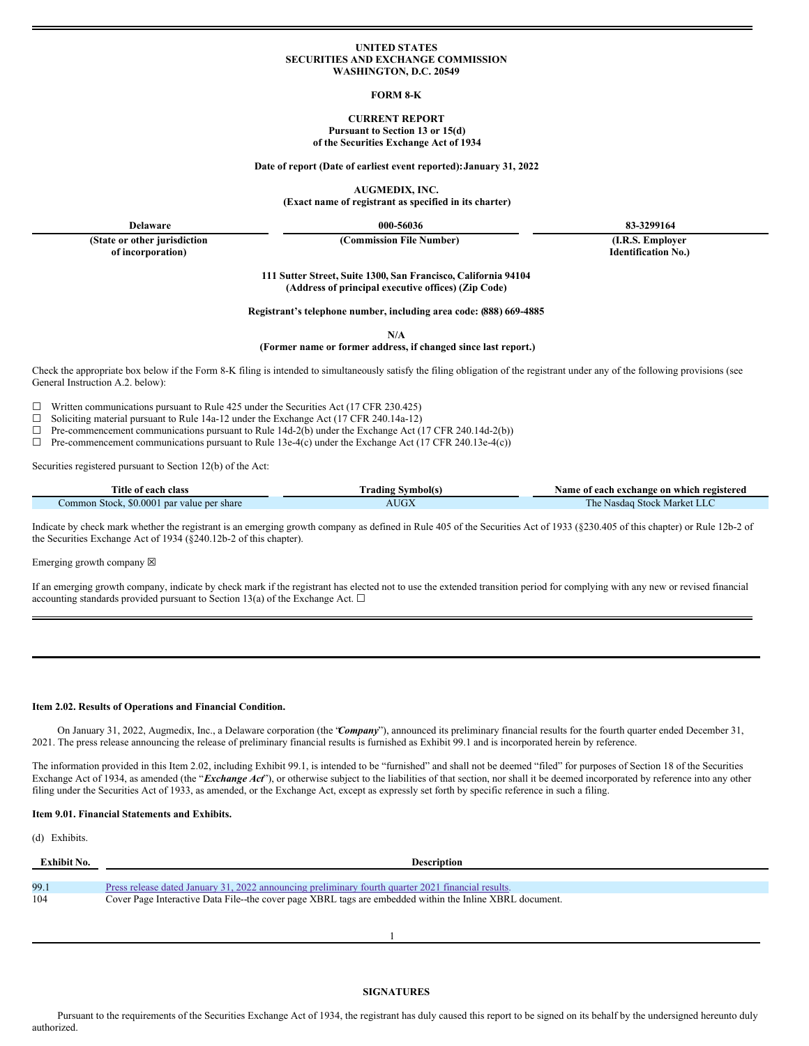**UNITED STATES**
**SECURITIES AND EXCHANGE COMMISSION**
**WASHINGTON, D.C. 20549**

**FORM 8-K**

**CURRENT REPORT**
**Pursuant to Section 13 or 15(d)**
**of the Securities Exchange Act of 1934**

**Date of report (Date of earliest event reported): January 31, 2022**

**AUGMEDIX, INC.**
**(Exact name of registrant as specified in its charter)**

| Delaware | 000-56036 | 83-3299164 |
|---|---|---|
| (State or other jurisdiction of incorporation) | (Commission File Number) | (I.R.S. Employer Identification No.) |

**111 Sutter Street, Suite 1300, San Francisco, California 94104**
**(Address of principal executive offices) (Zip Code)**

**Registrant's telephone number, including area code: (888) 669-4885**

**N/A**
**(Former name or former address, if changed since last report.)**

Check the appropriate box below if the Form 8-K filing is intended to simultaneously satisfy the filing obligation of the registrant under any of the following provisions (see General Instruction A.2. below):

☐ Written communications pursuant to Rule 425 under the Securities Act (17 CFR 230.425)
☐ Soliciting material pursuant to Rule 14a-12 under the Exchange Act (17 CFR 240.14a-12)
☐ Pre-commencement communications pursuant to Rule 14d-2(b) under the Exchange Act (17 CFR 240.14d-2(b))
☐ Pre-commencement communications pursuant to Rule 13e-4(c) under the Exchange Act (17 CFR 240.13e-4(c))

Securities registered pursuant to Section 12(b) of the Act:

| Title of each class | Trading Symbol(s) | Name of each exchange on which registered |
|---|---|---|
| Common Stock, $0.0001 par value per share | AUGX | The Nasdaq Stock Market LLC |

Indicate by check mark whether the registrant is an emerging growth company as defined in Rule 405 of the Securities Act of 1933 (§230.405 of this chapter) or Rule 12b-2 of the Securities Exchange Act of 1934 (§240.12b-2 of this chapter).

Emerging growth company ☒

If an emerging growth company, indicate by check mark if the registrant has elected not to use the extended transition period for complying with any new or revised financial accounting standards provided pursuant to Section 13(a) of the Exchange Act. ☐

**Item 2.02. Results of Operations and Financial Condition.**

On January 31, 2022, Augmedix, Inc., a Delaware corporation (the "***Company***"), announced its preliminary financial results for the fourth quarter ended December 31, 2021. The press release announcing the release of preliminary financial results is furnished as Exhibit 99.1 and is incorporated herein by reference.

The information provided in this Item 2.02, including Exhibit 99.1, is intended to be "furnished" and shall not be deemed "filed" for purposes of Section 18 of the Securities Exchange Act of 1934, as amended (the "***Exchange Act***"), or otherwise subject to the liabilities of that section, nor shall it be deemed incorporated by reference into any other filing under the Securities Act of 1933, as amended, or the Exchange Act, except as expressly set forth by specific reference in such a filing.

**Item 9.01. Financial Statements and Exhibits.**

(d) Exhibits.

| Exhibit No. | Description |
|---|---|
| 99.1 | Press release dated January 31, 2022 announcing preliminary fourth quarter 2021 financial results. |
| 104 | Cover Page Interactive Data File--the cover page XBRL tags are embedded within the Inline XBRL document. |

**SIGNATURES**

Pursuant to the requirements of the Securities Exchange Act of 1934, the registrant has duly caused this report to be signed on its behalf by the undersigned hereunto duly authorized.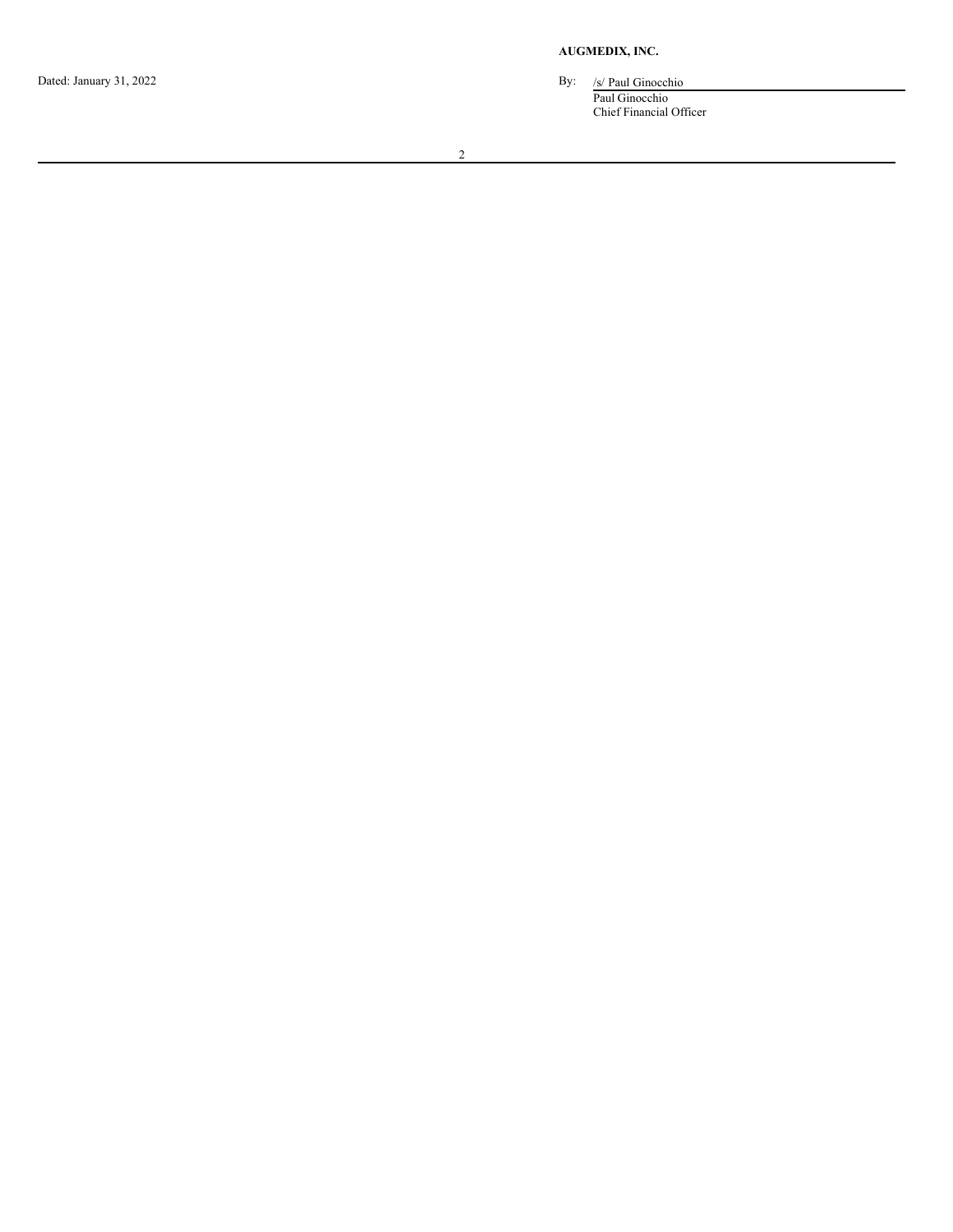**AUGMEDIX, INC.**

Dated: January 31, 2022

By: /s/ Paul Ginocchio

Paul Ginocchio
Chief Financial Officer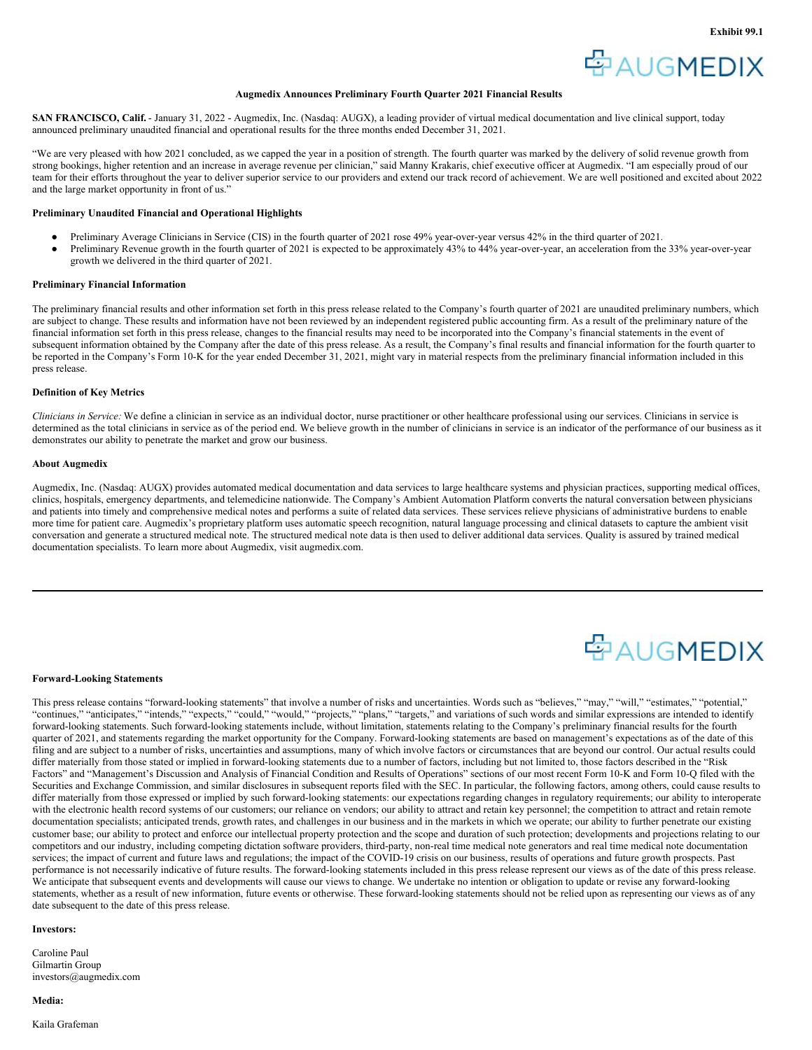Exhibit 99.1

**Augmedix Announces Preliminary Fourth Quarter 2021 Financial Results**

**SAN FRANCISCO, Calif.** - January 31, 2022 - Augmedix, Inc. (Nasdaq: AUGX), a leading provider of virtual medical documentation and live clinical support, today announced preliminary unaudited financial and operational results for the three months ended December 31, 2021.

"We are very pleased with how 2021 concluded, as we capped the year in a position of strength. The fourth quarter was marked by the delivery of solid revenue growth from strong bookings, higher retention and an increase in average revenue per clinician," said Manny Krakaris, chief executive officer at Augmedix. "I am especially proud of our team for their efforts throughout the year to deliver superior service to our providers and extend our track record of achievement. We are well positioned and excited about 2022 and the large market opportunity in front of us."

**Preliminary Unaudited Financial and Operational Highlights**

- Preliminary Average Clinicians in Service (CIS) in the fourth quarter of 2021 rose 49% year-over-year versus 42% in the third quarter of 2021.
- Preliminary Revenue growth in the fourth quarter of 2021 is expected to be approximately 43% to 44% year-over-year, an acceleration from the 33% year-over-year growth we delivered in the third quarter of 2021.

**Preliminary Financial Information**

The preliminary financial results and other information set forth in this press release related to the Company's fourth quarter of 2021 are unaudited preliminary numbers, which are subject to change. These results and information have not been reviewed by an independent registered public accounting firm. As a result of the preliminary nature of the financial information set forth in this press release, changes to the financial results may need to be incorporated into the Company's financial statements in the event of subsequent information obtained by the Company after the date of this press release. As a result, the Company's final results and financial information for the fourth quarter to be reported in the Company's Form 10-K for the year ended December 31, 2021, might vary in material respects from the preliminary financial information included in this press release.

**Definition of Key Metrics**

*Clinicians in Service:* We define a clinician in service as an individual doctor, nurse practitioner or other healthcare professional using our services. Clinicians in service is determined as the total clinicians in service as of the period end. We believe growth in the number of clinicians in service is an indicator of the performance of our business as it demonstrates our ability to penetrate the market and grow our business.

**About Augmedix**

Augmedix, Inc. (Nasdaq: AUGX) provides automated medical documentation and data services to large healthcare systems and physician practices, supporting medical offices, clinics, hospitals, emergency departments, and telemedicine nationwide. The Company's Ambient Automation Platform converts the natural conversation between physicians and patients into timely and comprehensive medical notes and performs a suite of related data services. These services relieve physicians of administrative burdens to enable more time for patient care. Augmedix's proprietary platform uses automatic speech recognition, natural language processing and clinical datasets to capture the ambient visit conversation and generate a structured medical note. The structured medical note data is then used to deliver additional data services. Quality is assured by trained medical documentation specialists. To learn more about Augmedix, visit augmedix.com.

---

**Forward-Looking Statements**

This press release contains "forward-looking statements" that involve a number of risks and uncertainties. Words such as "believes," "may," "will," "estimates," "potential," "continues," "anticipates," "intends," "expects," "could," "would," "projects," "plans," "targets," and variations of such words and similar expressions are intended to identify forward-looking statements. Such forward-looking statements include, without limitation, statements relating to the Company's preliminary financial results for the fourth quarter of 2021, and statements regarding the market opportunity for the Company. Forward-looking statements are based on management's expectations as of the date of this filing and are subject to a number of risks, uncertainties and assumptions, many of which involve factors or circumstances that are beyond our control. Our actual results could differ materially from those stated or implied in forward-looking statements due to a number of factors, including but not limited to, those factors described in the "Risk Factors" and "Management's Discussion and Analysis of Financial Condition and Results of Operations" sections of our most recent Form 10-K and Form 10-Q filed with the Securities and Exchange Commission, and similar disclosures in subsequent reports filed with the SEC. In particular, the following factors, among others, could cause results to differ materially from those expressed or implied by such forward-looking statements: our expectations regarding changes in regulatory requirements; our ability to interoperate with the electronic health record systems of our customers; our reliance on vendors; our ability to attract and retain key personnel; the competition to attract and retain remote documentation specialists; anticipated trends, growth rates, and challenges in our business and in the markets in which we operate; our ability to further penetrate our existing customer base; our ability to protect and enforce our intellectual property protection and the scope and duration of such protection; developments and projections relating to our competitors and our industry, including competing dictation software providers, third-party, non-real time medical note generators and real time medical note documentation services; the impact of current and future laws and regulations; the impact of the COVID-19 crisis on our business, results of operations and future growth prospects. Past performance is not necessarily indicative of future results. The forward-looking statements included in this press release represent our views as of the date of this press release. We anticipate that subsequent events and developments will cause our views to change. We undertake no intention or obligation to update or revise any forward-looking statements, whether as a result of new information, future events or otherwise. These forward-looking statements should not be relied upon as representing our views as of any date subsequent to the date of this press release.

**Investors:**

Caroline Paul
Gilmartin Group
investors@augmedix.com

**Media:**

Kaila Grafeman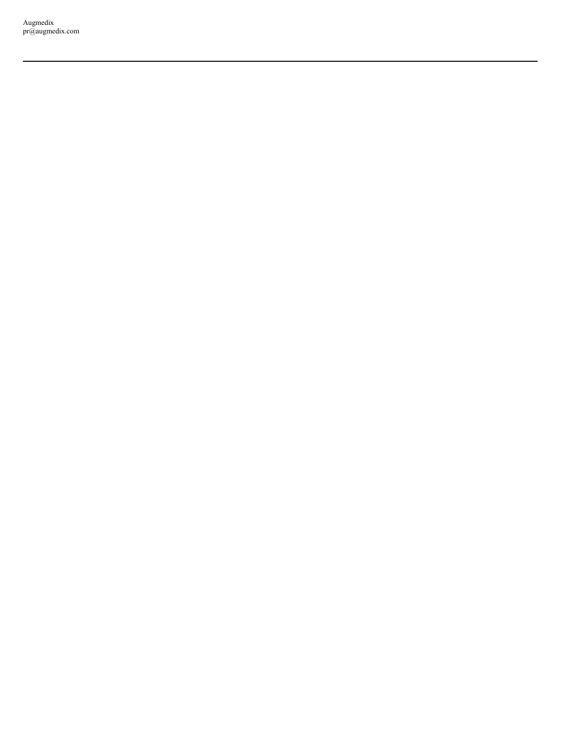Augmedix
pr@augmedix.com

---